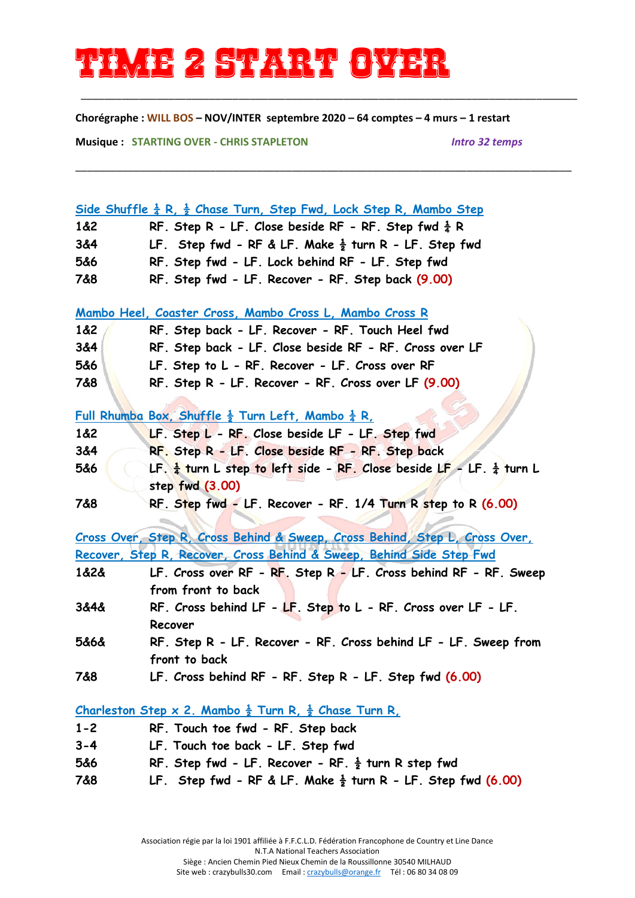# TIME 2 START OVER

**Chorégraphe : WILL BOS – NOV/INTER septembre 2020 – 64 comptes – 4 murs – 1 restart**

**Musique : STARTING OVER - CHRIS STAPLETON** *Intro 32 temps*

### Side Shuffle ¼ R, ½ Chase Turn, Step Fwd, Lock Step R, Mambo Step

| | |
|---|---|
| 1&2 | RF. Step R - LF. Close beside RF - RF. Step fwd ¼ R |
| 3&4 | LF. Step fwd - RF & LF. Make ½ turn R - LF. Step fwd |
| 5&6 | RF. Step fwd - LF. Lock behind RF - LF. Step fwd |
| 7&8 | RF. Step fwd - LF. Recover - RF. Step back (9.00) |

### Mambo Heel, Coaster Cross, Mambo Cross L, Mambo Cross R

| | |
|---|---|
| 1&2 | RF. Step back - LF. Recover - RF. Touch Heel fwd |
| 3&4 | RF. Step back - LF. Close beside RF - RF. Cross over LF |
| 5&6 | LF. Step to L - RF. Recover - LF. Cross over RF |
| 7&8 | RF. Step R - LF. Recover - RF. Cross over LF (9.00) |

### Full Rhumba Box, Shuffle ½ Turn Left, Mambo ¼ R,

| | |
|---|---|
| 1&2 | LF. Step L - RF. Close beside LF - LF. Step fwd |
| 3&4 | RF. Step R - LF. Close beside RF - RF. Step back |
| 5&6 | LF. ¼ turn L step to left side - RF. Close beside LF - LF. ¼ turn L step fwd (3.00) |
| 7&8 | RF. Step fwd - LF. Recover - RF. 1/4 Turn R step to R (6.00) |

### Cross Over, Step R, Cross Behind & Sweep, Cross Behind, Step L, Cross Over, Recover, Step R, Recover, Cross Behind & Sweep, Behind Side Step Fwd

| | |
|---|---|
| 1&2& | LF. Cross over RF - RF. Step R - LF. Cross behind RF - RF. Sweep from front to back |
| 3&4& | RF. Cross behind LF - LF. Step to L - RF. Cross over LF - LF. Recover |
| 5&6& | RF. Step R - LF. Recover - RF. Cross behind LF - LF. Sweep from front to back |
| 7&8 | LF. Cross behind RF - RF. Step R - LF. Step fwd (6.00) |

### Charleston Step x 2. Mambo ½ Turn R, ½ Chase Turn R,

| | |
|---|---|
| 1-2 | RF. Touch toe fwd - RF. Step back |
| 3-4 | LF. Touch toe back - LF. Step fwd |
| 5&6 | RF. Step fwd - LF. Recover - RF. ½ turn R step fwd |
| 7&8 | LF. Step fwd - RF & LF. Make ½ turn R - LF. Step fwd (6.00) |

Association régie par la loi 1901 affiliée à F.F.C.L.D. Fédération Francophone de Country et Line Dance
N.T.A National Teachers Association
Siège : Ancien Chemin Pied Nieux Chemin de la Roussillonne 30540 MILHAUD
Site web : crazybulls30.com Email : crazybulls@orange.fr Tél : 06 80 34 08 09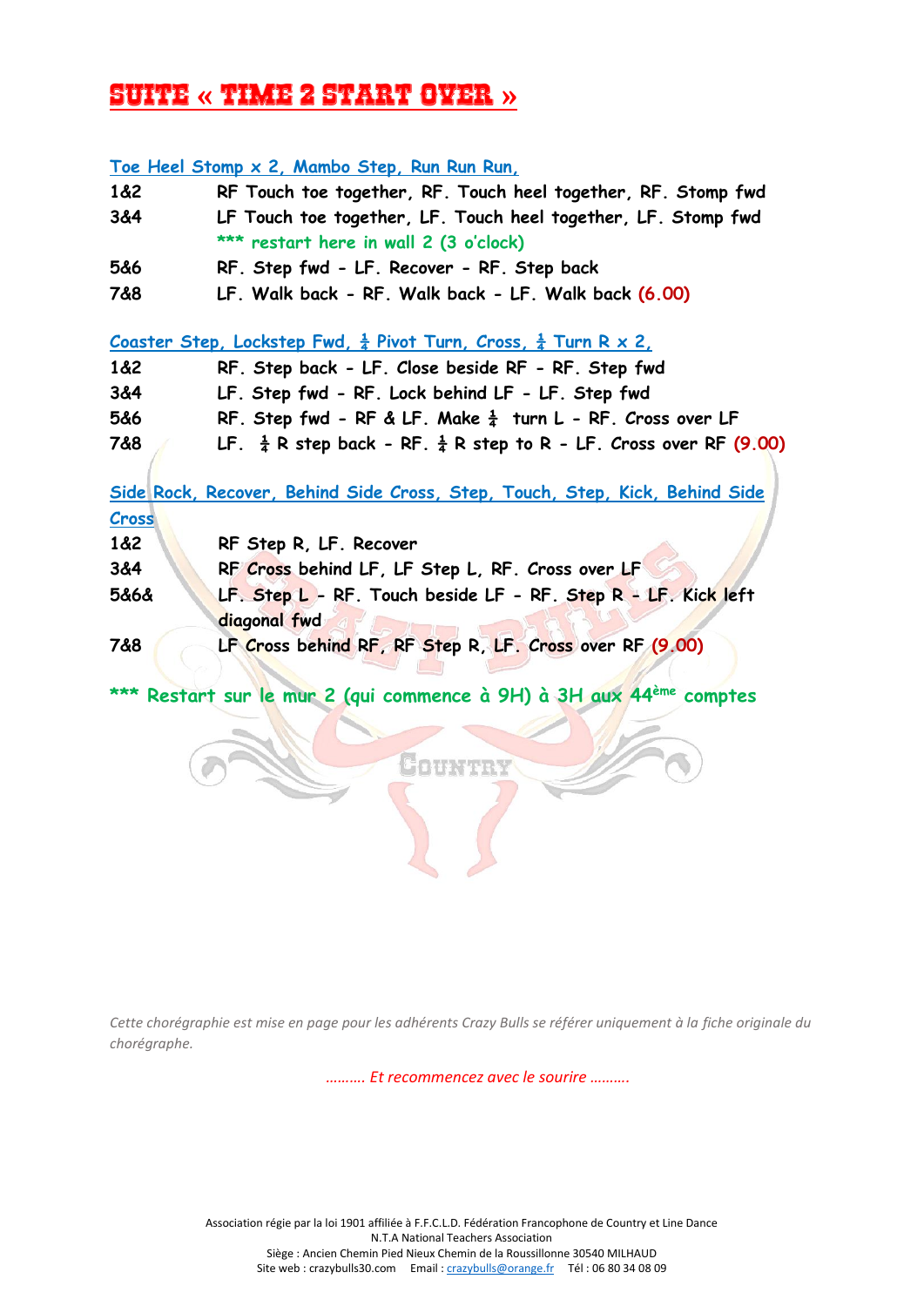# SUITE « TIME 2 START OVER »

**Toe Heel Stomp x 2, Mambo Step, Run Run Run,**

| | |
|---|---|
| 1&2 | RF Touch toe together, RF. Touch heel together, RF. Stomp fwd |
| 3&4 | LF Touch toe together, LF. Touch heel together, LF. Stomp fwd |
| | *** restart here in wall 2 (3 o'clock) |
| 5&6 | RF. Step fwd - LF. Recover - RF. Step back |
| 7&8 | LF. Walk back - RF. Walk back - LF. Walk back (6.00) |

**Coaster Step, Lockstep Fwd, ¼ Pivot Turn, Cross, ¼ Turn R x 2,**

| | |
|---|---|
| 1&2 | RF. Step back - LF. Close beside RF - RF. Step fwd |
| 3&4 | LF. Step fwd - RF. Lock behind LF - LF. Step fwd |
| 5&6 | RF. Step fwd - RF & LF. Make ¼ turn L - RF. Cross over LF |
| 7&8 | LF. ¼ R step back - RF. ¼ R step to R - LF. Cross over RF (9.00) |

**Side Rock, Recover, Behind Side Cross, Step, Touch, Step, Kick, Behind Side Cross**

| | |
|---|---|
| 1&2 | RF Step R, LF. Recover |
| 3&4 | RF Cross behind LF, LF Step L, RF. Cross over LF |
| 5&6& | LF. Step L - RF. Touch beside LF - RF. Step R - LF. Kick left diagonal fwd |
| 7&8 | LF Cross behind RF, RF Step R, LF. Cross over RF (9.00) |

*** Restart sur le mur 2 (qui commence à 9H) à 3H aux 44ème comptes

*Cette chorégraphie est mise en page pour les adhérents Crazy Bulls se référer uniquement à la fiche originale du chorégraphe.*

*………. Et recommencez avec le sourire ……….*

Association régie par la loi 1901 affiliée à F.F.C.L.D. Fédération Francophone de Country et Line Dance
N.T.A National Teachers Association
Siège : Ancien Chemin Pied Nieux Chemin de la Roussillonne 30540 MILHAUD
Site web : crazybulls30.com Email : crazybulls@orange.fr Tél : 06 80 34 08 09